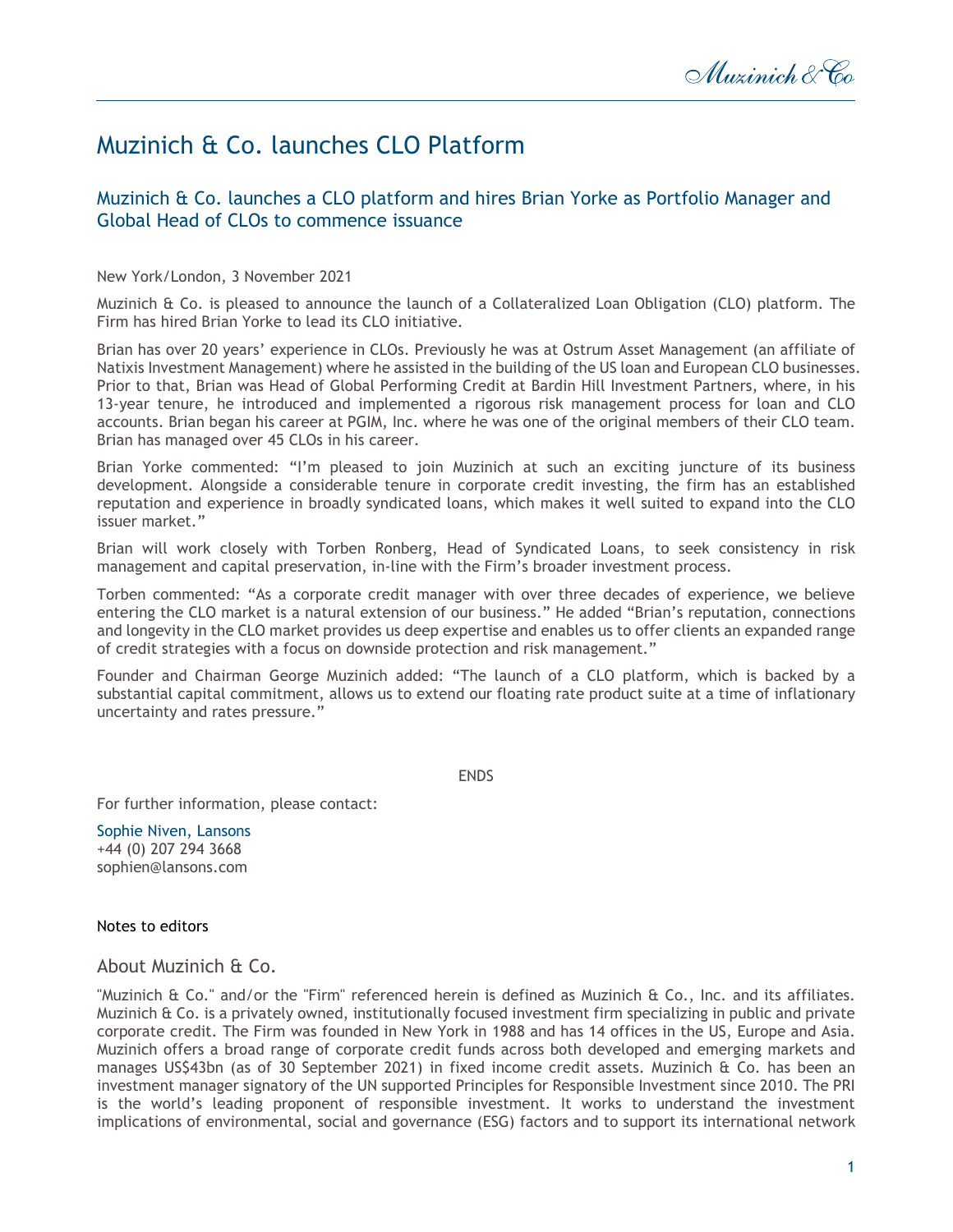# Muzinich & Co. launches CLO Platform

## Muzinich & Co. launches a CLO platform and hires Brian Yorke as Portfolio Manager and Global Head of CLOs to commence issuance

New York/London, 3 November 2021

Muzinich & Co. is pleased to announce the launch of a Collateralized Loan Obligation (CLO) platform. The Firm has hired Brian Yorke to lead its CLO initiative.

Brian has over 20 years' experience in CLOs. Previously he was at Ostrum Asset Management (an affiliate of Natixis Investment Management) where he assisted in the building of the US loan and European CLO businesses. Prior to that, Brian was Head of Global Performing Credit at Bardin Hill Investment Partners, where, in his 13-year tenure, he introduced and implemented a rigorous risk management process for loan and CLO accounts. Brian began his career at PGIM, Inc. where he was one of the original members of their CLO team. Brian has managed over 45 CLOs in his career.

Brian Yorke commented: "I'm pleased to join Muzinich at such an exciting juncture of its business development. Alongside a considerable tenure in corporate credit investing, the firm has an established reputation and experience in broadly syndicated loans, which makes it well suited to expand into the CLO issuer market."

Brian will work closely with Torben Ronberg, Head of Syndicated Loans, to seek consistency in risk management and capital preservation, in-line with the Firm's broader investment process.

Torben commented: "As a corporate credit manager with over three decades of experience, we believe entering the CLO market is a natural extension of our business." He added "Brian's reputation, connections and longevity in the CLO market provides us deep expertise and enables us to offer clients an expanded range of credit strategies with a focus on downside protection and risk management."

Founder and Chairman George Muzinich added: "The launch of a CLO platform, which is backed by a substantial capital commitment, allows us to extend our floating rate product suite at a time of inflationary uncertainty and rates pressure."

ENDS

For further information, please contact:

Sophie Niven, Lansons
+44 (0) 207 294 3668
sophien@lansons.com

Notes to editors

## About Muzinich & Co.

"Muzinich & Co." and/or the "Firm" referenced herein is defined as Muzinich & Co., Inc. and its affiliates. Muzinich & Co. is a privately owned, institutionally focused investment firm specializing in public and private corporate credit. The Firm was founded in New York in 1988 and has 14 offices in the US, Europe and Asia. Muzinich offers a broad range of corporate credit funds across both developed and emerging markets and manages US$43bn (as of 30 September 2021) in fixed income credit assets. Muzinich & Co. has been an investment manager signatory of the UN supported Principles for Responsible Investment since 2010. The PRI is the world's leading proponent of responsible investment. It works to understand the investment implications of environmental, social and governance (ESG) factors and to support its international network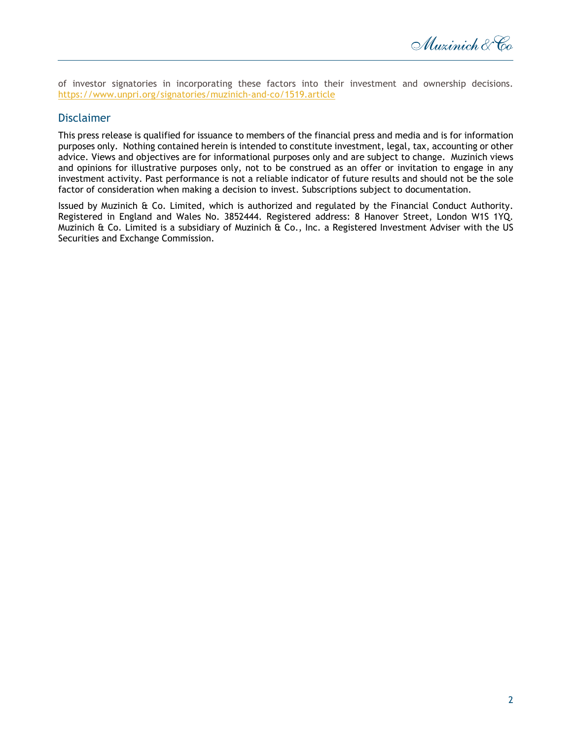of investor signatories in incorporating these factors into their investment and ownership decisions. https://www.unpri.org/signatories/muzinich-and-co/1519.article

## Disclaimer

This press release is qualified for issuance to members of the financial press and media and is for information purposes only. Nothing contained herein is intended to constitute investment, legal, tax, accounting or other advice. Views and objectives are for informational purposes only and are subject to change. Muzinich views and opinions for illustrative purposes only, not to be construed as an offer or invitation to engage in any investment activity. Past performance is not a reliable indicator of future results and should not be the sole factor of consideration when making a decision to invest. Subscriptions subject to documentation.

Issued by Muzinich & Co. Limited, which is authorized and regulated by the Financial Conduct Authority. Registered in England and Wales No. 3852444. Registered address: 8 Hanover Street, London W1S 1YQ. Muzinich & Co. Limited is a subsidiary of Muzinich & Co., Inc. a Registered Investment Adviser with the US Securities and Exchange Commission.